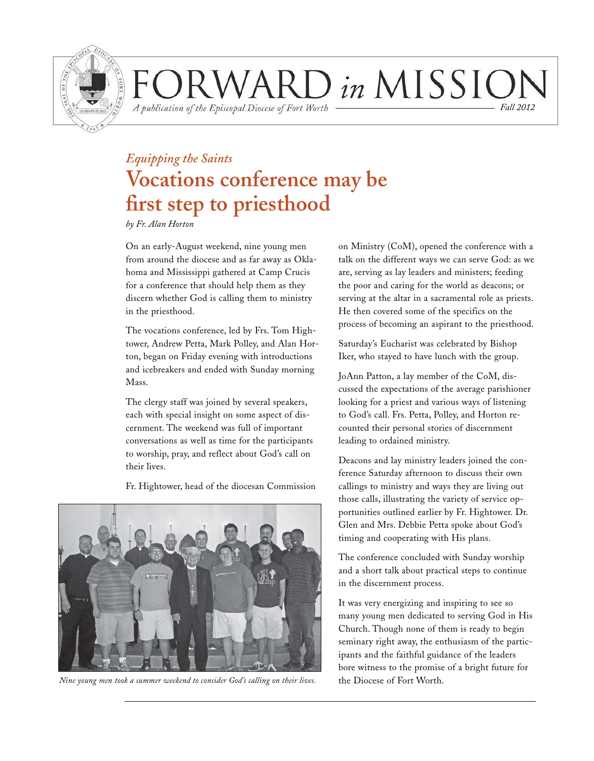# FORWARD *in* MISSION

*A publication of the Episcopal Diocese of Fort Worth* — *Fall 2012*

*Equipping the Saints*

## Vocations conference may be first step to priesthood

*by Fr. Alan Horton*

On an early-August weekend, nine young men from around the diocese and as far away as Oklahoma and Mississippi gathered at Camp Crucis for a conference that should help them as they discern whether God is calling them to ministry in the priesthood.

The vocations conference, led by Frs. Tom Hightower, Andrew Petta, Mark Polley, and Alan Horton, began on Friday evening with introductions and icebreakers and ended with Sunday morning Mass.

The clergy staff was joined by several speakers, each with special insight on some aspect of discernment. The weekend was full of important conversations as well as time for the participants to worship, pray, and reflect about God's call on their lives.

Fr. Hightower, head of the diocesan Commission on Ministry (CoM), opened the conference with a talk on the different ways we can serve God: as we are, serving as lay leaders and ministers; feeding the poor and caring for the world as deacons; or serving at the altar in a sacramental role as priests. He then covered some of the specifics on the process of becoming an aspirant to the priesthood.

*Nine young men took a summer weekend to consider God's calling on their lives.*

Saturday's Eucharist was celebrated by Bishop Iker, who stayed to have lunch with the group.

JoAnn Patton, a lay member of the CoM, discussed the expectations of the average parishioner looking for a priest and various ways of listening to God's call. Frs. Petta, Polley, and Horton recounted their personal stories of discernment leading to ordained ministry.

Deacons and lay ministry leaders joined the conference Saturday afternoon to discuss their own callings to ministry and ways they are living out those calls, illustrating the variety of service opportunities outlined earlier by Fr. Hightower. Dr. Glen and Mrs. Debbie Petta spoke about God's timing and cooperating with His plans.

The conference concluded with Sunday worship and a short talk about practical steps to continue in the discernment process.

It was very energizing and inspiring to see so many young men dedicated to serving God in His Church. Though none of them is ready to begin seminary right away, the enthusiasm of the participants and the faithful guidance of the leaders bore witness to the promise of a bright future for the Diocese of Fort Worth.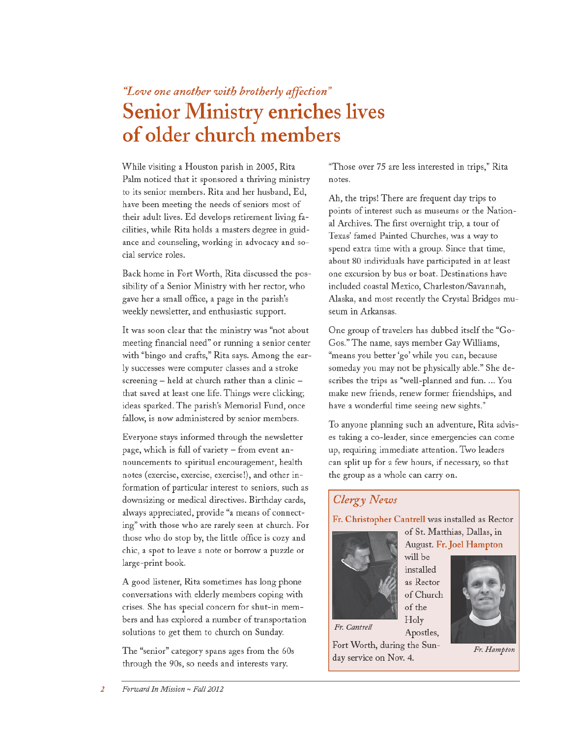*"Love one another with brotherly affection"*

# Senior Ministry enriches lives of older church members

While visiting a Houston parish in 2005, Rita Palm noticed that it sponsored a thriving ministry to its senior members. Rita and her husband, Ed, have been meeting the needs of seniors most of their adult lives. Ed develops retirement living facilities, while Rita holds a masters degree in guidance and counseling, working in advocacy and social service roles.

Back home in Fort Worth, Rita discussed the possibility of a Senior Ministry with her rector, who gave her a small office, a page in the parish's weekly newsletter, and enthusiastic support.

It was soon clear that the ministry was "not about meeting financial need" or running a senior center with "bingo and crafts," Rita says. Among the early successes were computer classes and a stroke screening – held at church rather than a clinic – that saved at least one life. Things were clicking; ideas sparked. The parish's Memorial Fund, once fallow, is now administered by senior members.

Everyone stays informed through the newsletter page, which is full of variety – from event announcements to spiritual encouragement, health notes (exercise, exercise, exercise!), and other information of particular interest to seniors, such as downsizing or medical directives. Birthday cards, always appreciated, provide "a means of connecting" with those who are rarely seen at church. For those who do stop by, the little office is cozy and chic, a spot to leave a note or borrow a puzzle or large-print book.

A good listener, Rita sometimes has long phone conversations with elderly members coping with crises. She has special concern for shut-in members and has explored a number of transportation solutions to get them to church on Sunday.

The "senior" category spans ages from the 60s through the 90s, so needs and interests vary. "Those over 75 are less interested in trips," Rita notes.

Ah, the trips! There are frequent day trips to points of interest such as museums or the National Archives. The first overnight trip, a tour of Texas' famed Painted Churches, was a way to spend extra time with a group. Since that time, about 80 individuals have participated in at least one excursion by bus or boat. Destinations have included coastal Mexico, Charleston/Savannah, Alaska, and most recently the Crystal Bridges museum in Arkansas.

One group of travelers has dubbed itself the "Go-Gos." The name, says member Gay Williams, "means you better 'go' while you can, because someday you may not be physically able." She describes the trips as "well-planned and fun. ... You make new friends, renew former friendships, and have a wonderful time seeing new sights."

To anyone planning such an adventure, Rita advises taking a co-leader, since emergencies can come up, requiring immediate attention. Two leaders can split up for a few hours, if necessary, so that the group as a whole can carry on.

## Clergy News

**Fr. Christopher Cantrell** was installed as Rector of St. Matthias, Dallas, in August. **Fr. Joel Hampton** will be installed as Rector of Church of the Holy Apostles, Fort Worth, during the Sunday service on Nov. 4.

*Fr. Cantrell*

*Fr. Hampton*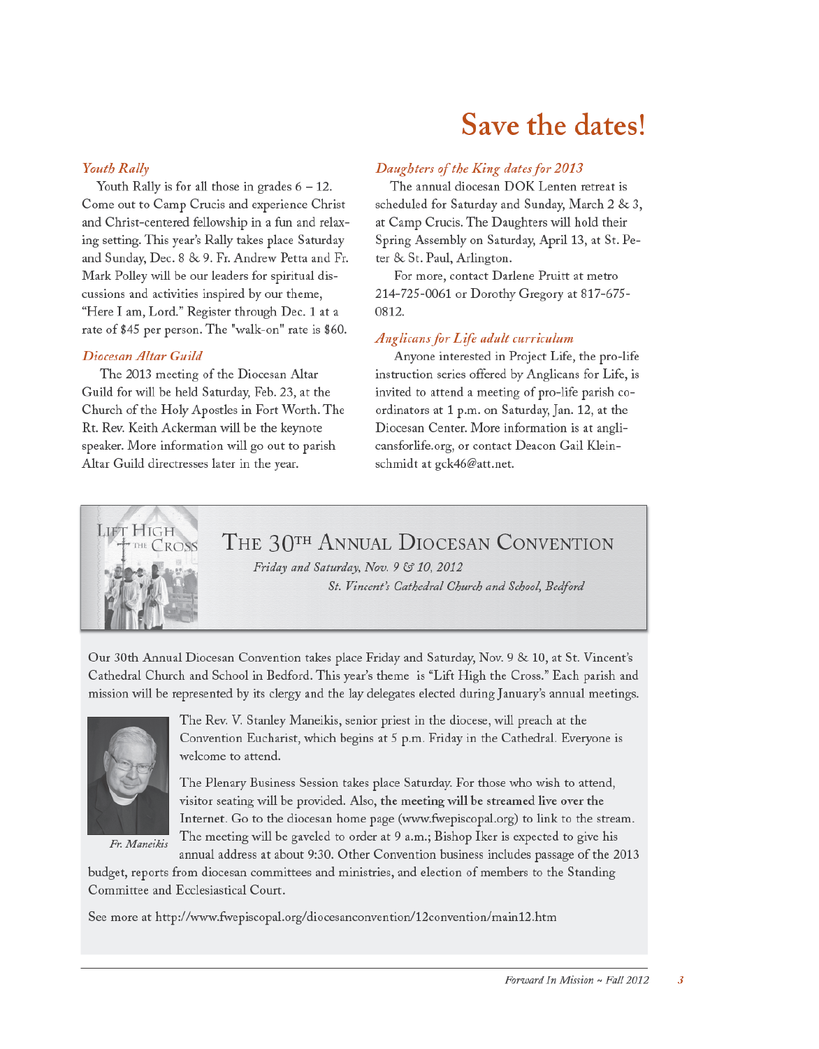# Save the dates!

### *Youth Rally*

Youth Rally is for all those in grades 6 – 12. Come out to Camp Crucis and experience Christ and Christ-centered fellowship in a fun and relaxing setting. This year's Rally takes place Saturday and Sunday, Dec. 8 & 9. Fr. Andrew Petta and Fr. Mark Polley will be our leaders for spiritual discussions and activities inspired by our theme, "Here I am, Lord." Register through Dec. 1 at a rate of $45 per person. The "walk-on" rate is $60.

### *Diocesan Altar Guild*

The 2013 meeting of the Diocesan Altar Guild for will be held Saturday, Feb. 23, at the Church of the Holy Apostles in Fort Worth. The Rt. Rev. Keith Ackerman will be the keynote speaker. More information will go out to parish Altar Guild directresses later in the year.

### *Daughters of the King dates for 2013*

The annual diocesan DOK Lenten retreat is scheduled for Saturday and Sunday, March 2 & 3, at Camp Crucis. The Daughters will hold their Spring Assembly on Saturday, April 13, at St. Peter & St. Paul, Arlington.

For more, contact Darlene Pruitt at metro 214-725-0061 or Dorothy Gregory at 817-675-0812.

### *Anglicans for Life adult curriculum*

Anyone interested in Project Life, the pro-life instruction series offered by Anglicans for Life, is invited to attend a meeting of pro-life parish coordinators at 1 p.m. on Saturday, Jan. 12, at the Diocesan Center. More information is at anglicansforlife.org, or contact Deacon Gail Kleinschmidt at gck46@att.net.

## The 30th Annual Diocesan Convention

*Friday and Saturday, Nov. 9 & 10, 2012*

*St. Vincent's Cathedral Church and School, Bedford*

Our 30th Annual Diocesan Convention takes place Friday and Saturday, Nov. 9 & 10, at St. Vincent's Cathedral Church and School in Bedford. This year's theme is "Lift High the Cross." Each parish and mission will be represented by its clergy and the lay delegates elected during January's annual meetings.

*Fr. Maneikis*

The Rev. V. Stanley Maneikis, senior priest in the diocese, will preach at the Convention Eucharist, which begins at 5 p.m. Friday in the Cathedral. Everyone is welcome to attend.

The Plenary Business Session takes place Saturday. For those who wish to attend, visitor seating will be provided. Also, **the meeting will be streamed live over the Internet**. Go to the diocesan home page (www.fwepiscopal.org) to link to the stream. The meeting will be gaveled to order at 9 a.m.; Bishop Iker is expected to give his annual address at about 9:30. Other Convention business includes passage of the 2013 budget, reports from diocesan committees and ministries, and election of members to the Standing Committee and Ecclesiastical Court.

See more at http://www.fwepiscopal.org/diocesanconvention/12convention/main12.htm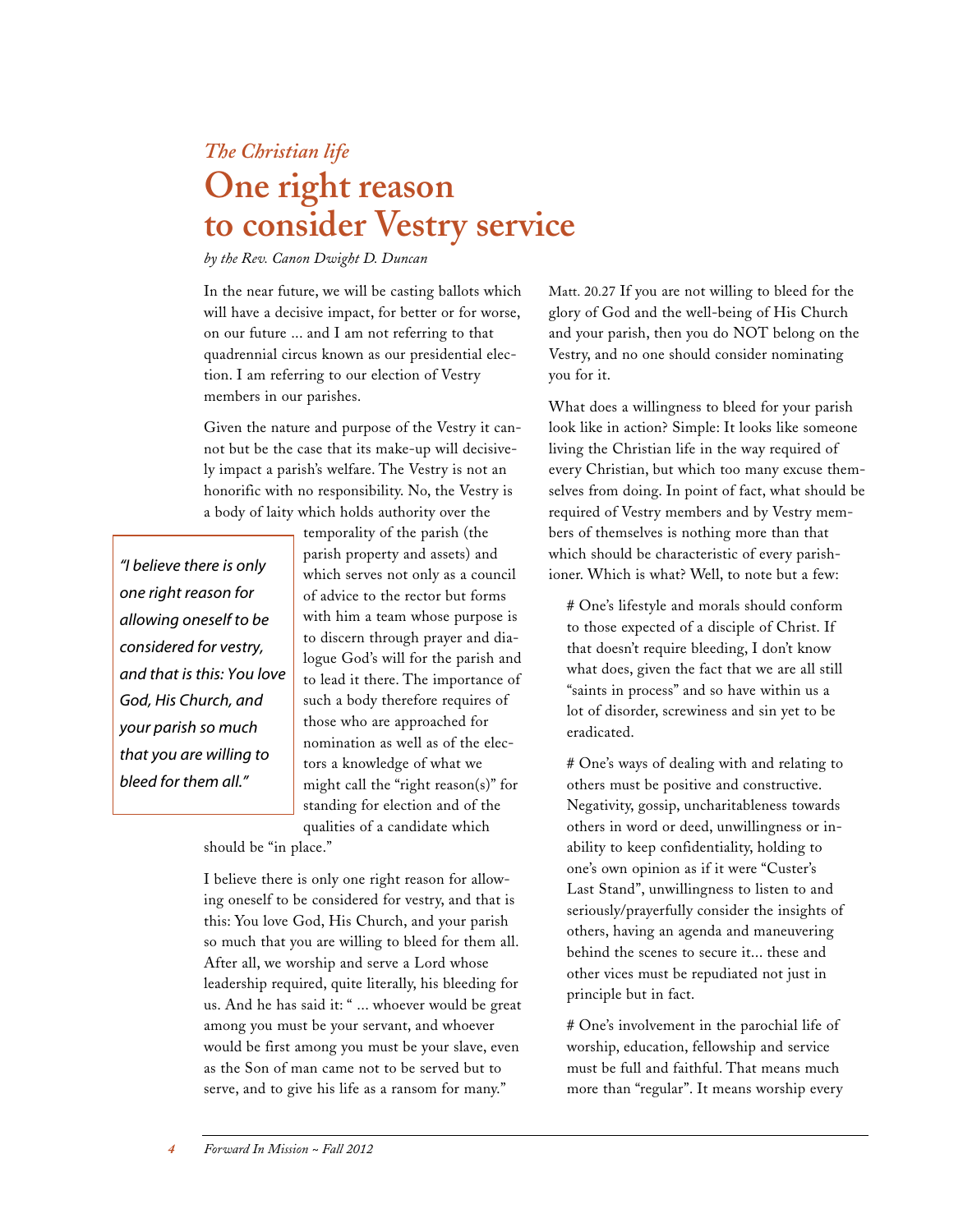*The Christian life*

# One right reason to consider Vestry service

*by the Rev. Canon Dwight D. Duncan*

In the near future, we will be casting ballots which will have a decisive impact, for better or for worse, on our future ... and I am not referring to that quadrennial circus known as our presidential election. I am referring to our election of Vestry members in our parishes.

Given the nature and purpose of the Vestry it cannot but be the case that its make-up will decisively impact a parish's welfare. The Vestry is not an honorific with no responsibility. No, the Vestry is a body of laity which holds authority over the temporality of the parish (the parish property and assets) and which serves not only as a council of advice to the rector but forms with him a team whose purpose is to discern through prayer and dialogue God's will for the parish and to lead it there. The importance of such a body therefore requires of those who are approached for nomination as well as of the electors a knowledge of what we might call the "right reason(s)" for standing for election and of the qualities of a candidate which should be "in place."

> *"I believe there is only one right reason for allowing oneself to be considered for vestry, and that is this: You love God, His Church, and your parish so much that you are willing to bleed for them all."*

I believe there is only one right reason for allowing oneself to be considered for vestry, and that is this: You love God, His Church, and your parish so much that you are willing to bleed for them all. After all, we worship and serve a Lord whose leadership required, quite literally, his bleeding for us. And he has said it: " ... whoever would be great among you must be your servant, and whoever would be first among you must be your slave, even as the Son of man came not to be served but to serve, and to give his life as a ransom for many." Matt. 20.27 If you are not willing to bleed for the glory of God and the well-being of His Church and your parish, then you do NOT belong on the Vestry, and no one should consider nominating you for it.

What does a willingness to bleed for your parish look like in action? Simple: It looks like someone living the Christian life in the way required of every Christian, but which too many excuse themselves from doing. In point of fact, what should be required of Vestry members and by Vestry members of themselves is nothing more than that which should be characteristic of every parishioner. Which is what? Well, to note but a few:

# One's lifestyle and morals should conform to those expected of a disciple of Christ. If that doesn't require bleeding, I don't know what does, given the fact that we are all still "saints in process" and so have within us a lot of disorder, screwiness and sin yet to be eradicated.

# One's ways of dealing with and relating to others must be positive and constructive. Negativity, gossip, uncharitableness towards others in word or deed, unwillingness or inability to keep confidentiality, holding to one's own opinion as if it were "Custer's Last Stand", unwillingness to listen to and seriously/prayerfully consider the insights of others, having an agenda and maneuvering behind the scenes to secure it... these and other vices must be repudiated not just in principle but in fact.

# One's involvement in the parochial life of worship, education, fellowship and service must be full and faithful. That means much more than "regular". It means worship every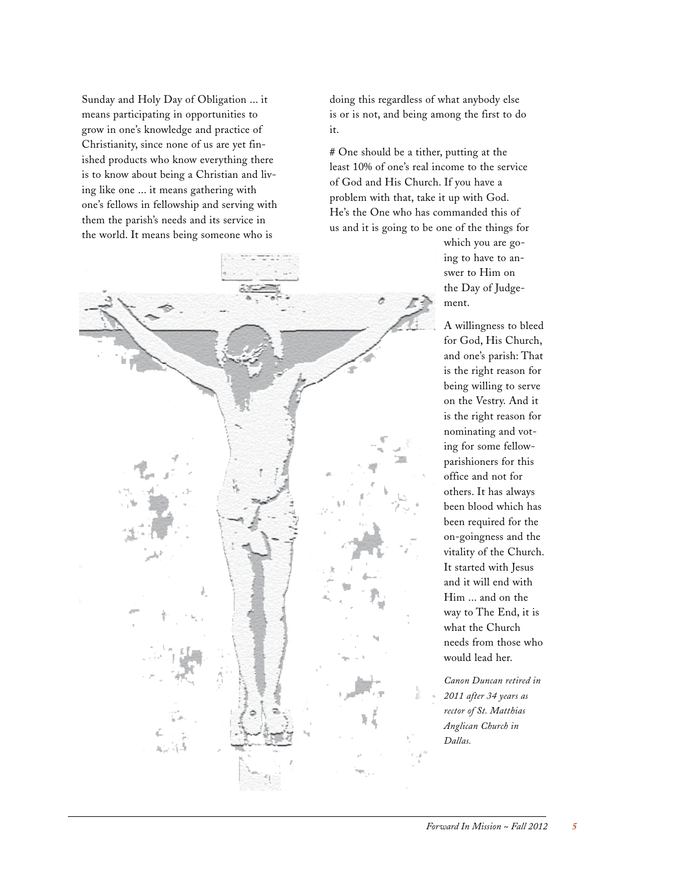Sunday and Holy Day of Obligation ... it means participating in opportunities to grow in one's knowledge and practice of Christianity, since none of us are yet finished products who know everything there is to know about being a Christian and living like one ... it means gathering with one's fellows in fellowship and serving with them the parish's needs and its service in the world. It means being someone who is doing this regardless of what anybody else is or is not, and being among the first to do it.

# One should be a tither, putting at the least 10% of one's real income to the service of God and His Church. If you have a problem with that, take it up with God. He's the One who has commanded this of us and it is going to be one of the things for which you are going to have to answer to Him on the Day of Judgement.

A willingness to bleed for God, His Church, and one's parish: That is the right reason for being willing to serve on the Vestry. And it is the right reason for nominating and voting for some fellow-parishioners for this office and not for others. It has always been blood which has been required for the on-goingness and the vitality of the Church. It started with Jesus and it will end with Him ... and on the way to The End, it is what the Church needs from those who would lead her.

*Canon Duncan retired in 2011 after 34 years as rector of St. Matthias Anglican Church in Dallas.*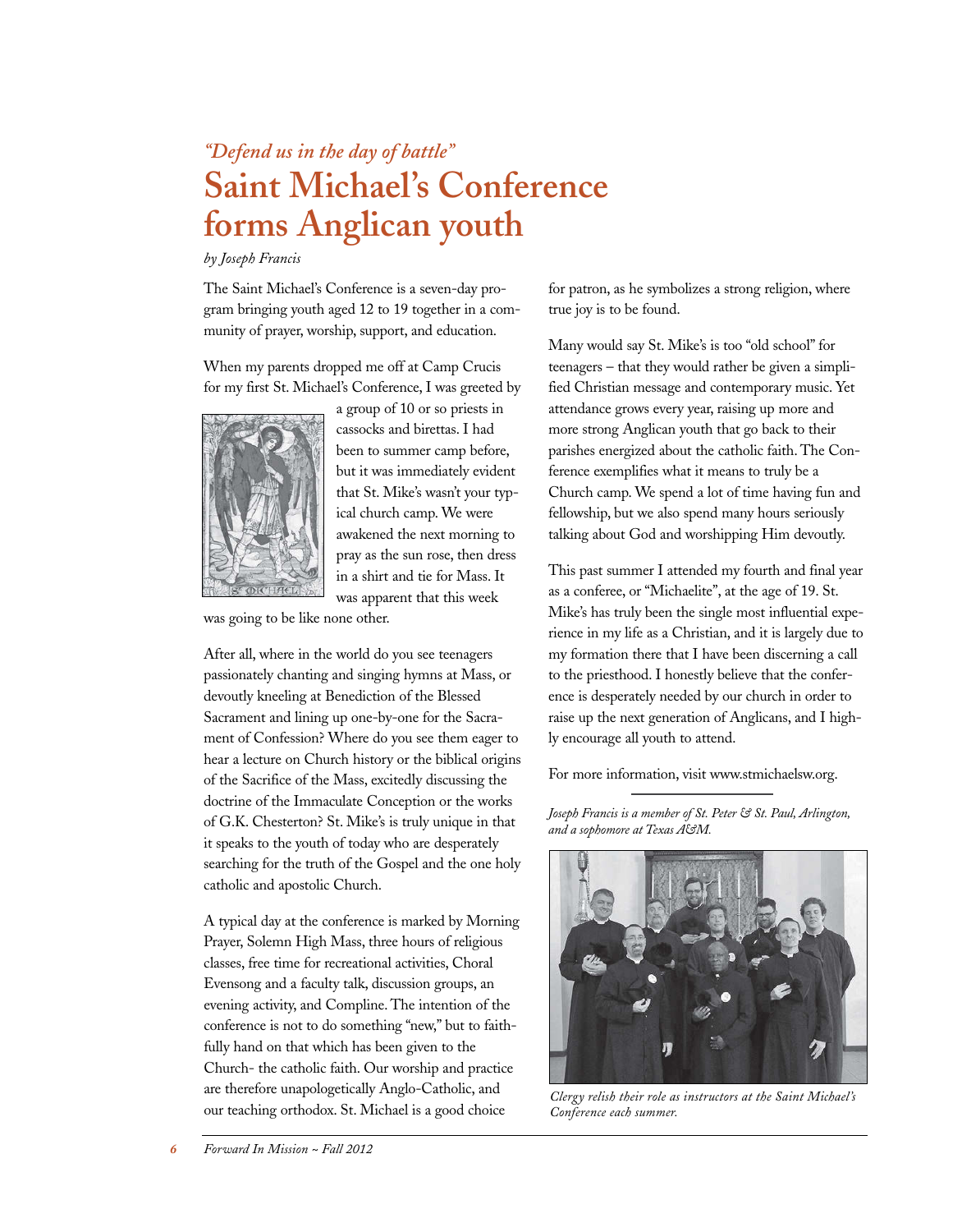*"Defend us in the day of battle"*

# Saint Michael's Conference forms Anglican youth

*by Joseph Francis*

The Saint Michael's Conference is a seven-day program bringing youth aged 12 to 19 together in a community of prayer, worship, support, and education.

When my parents dropped me off at Camp Crucis for my first St. Michael's Conference, I was greeted by a group of 10 or so priests in cassocks and birettas. I had been to summer camp before, but it was immediately evident that St. Mike's wasn't your typical church camp. We were awakened the next morning to pray as the sun rose, then dress in a shirt and tie for Mass. It was apparent that this week was going to be like none other.

After all, where in the world do you see teenagers passionately chanting and singing hymns at Mass, or devoutly kneeling at Benediction of the Blessed Sacrament and lining up one-by-one for the Sacrament of Confession? Where do you see them eager to hear a lecture on Church history or the biblical origins of the Sacrifice of the Mass, excitedly discussing the doctrine of the Immaculate Conception or the works of G.K. Chesterton? St. Mike's is truly unique in that it speaks to the youth of today who are desperately searching for the truth of the Gospel and the one holy catholic and apostolic Church.

A typical day at the conference is marked by Morning Prayer, Solemn High Mass, three hours of religious classes, free time for recreational activities, Choral Evensong and a faculty talk, discussion groups, an evening activity, and Compline. The intention of the conference is not to do something "new," but to faithfully hand on that which has been given to the Church- the catholic faith. Our worship and practice are therefore unapologetically Anglo-Catholic, and our teaching orthodox. St. Michael is a good choice for patron, as he symbolizes a strong religion, where true joy is to be found.

Many would say St. Mike's is too "old school" for teenagers – that they would rather be given a simplified Christian message and contemporary music. Yet attendance grows every year, raising up more and more strong Anglican youth that go back to their parishes energized about the catholic faith. The Conference exemplifies what it means to truly be a Church camp. We spend a lot of time having fun and fellowship, but we also spend many hours seriously talking about God and worshipping Him devoutly.

This past summer I attended my fourth and final year as a conferee, or "Michaelite", at the age of 19. St. Mike's has truly been the single most influential experience in my life as a Christian, and it is largely due to my formation there that I have been discerning a call to the priesthood. I honestly believe that the conference is desperately needed by our church in order to raise up the next generation of Anglicans, and I highly encourage all youth to attend.

For more information, visit www.stmichaelsw.org.

---

*Joseph Francis is a member of St. Peter & St. Paul, Arlington, and a sophomore at Texas A&M.*

*Clergy relish their role as instructors at the Saint Michael's Conference each summer.*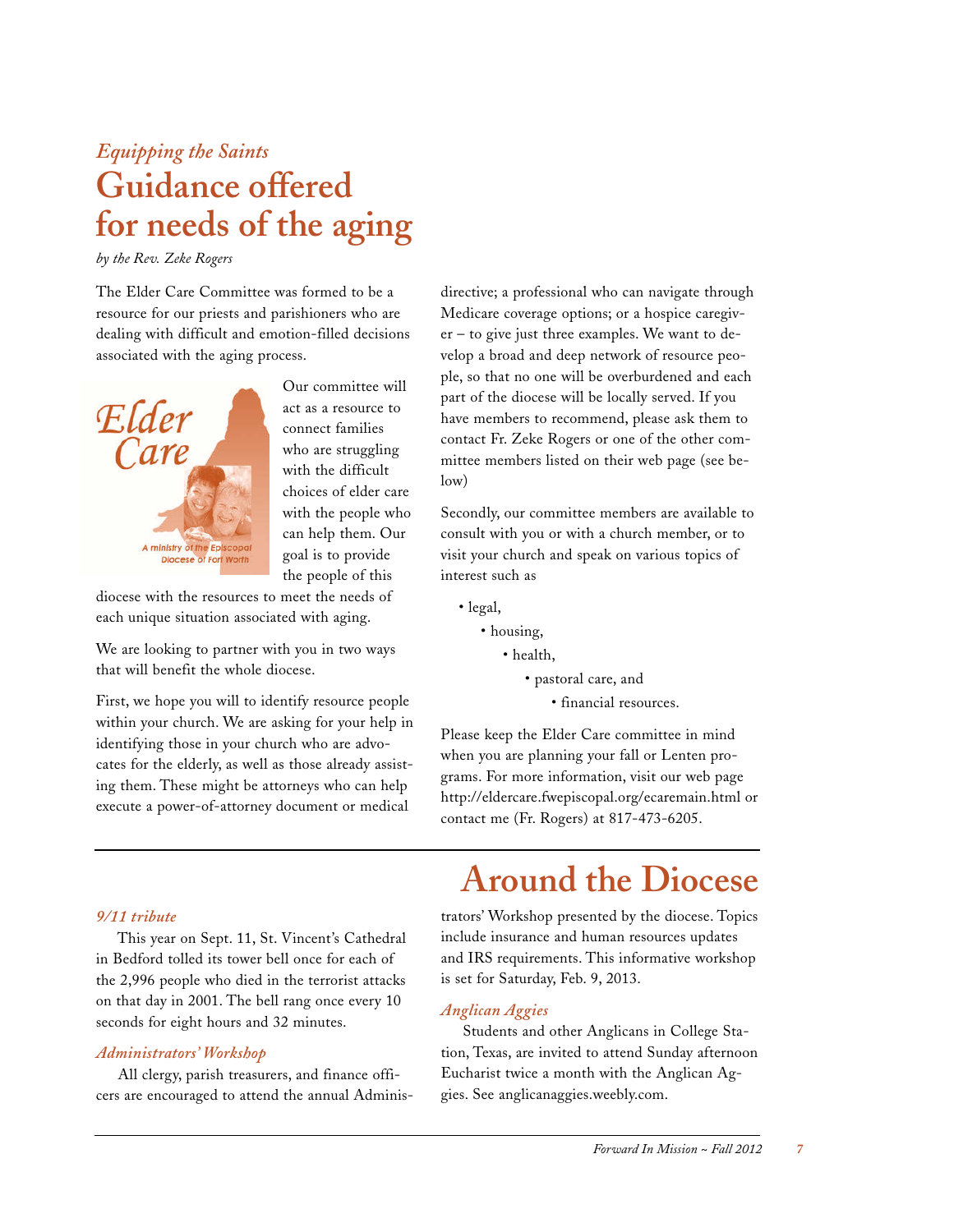*Equipping the Saints*

# Guidance offered for needs of the aging

*by the Rev. Zeke Rogers*

The Elder Care Committee was formed to be a resource for our priests and parishioners who are dealing with difficult and emotion-filled decisions associated with the aging process.

Our committee will act as a resource to connect families who are struggling with the difficult choices of elder care with the people who can help them. Our goal is to provide the people of this diocese with the resources to meet the needs of each unique situation associated with aging.

We are looking to partner with you in two ways that will benefit the whole diocese.

First, we hope you will to identify resource people within your church. We are asking for your help in identifying those in your church who are advocates for the elderly, as well as those already assisting them. These might be attorneys who can help execute a power-of-attorney document or medical directive; a professional who can navigate through Medicare coverage options; or a hospice caregiver – to give just three examples. We want to develop a broad and deep network of resource people, so that no one will be overburdened and each part of the diocese will be locally served. If you have members to recommend, please ask them to contact Fr. Zeke Rogers or one of the other committee members listed on their web page (see below)

Secondly, our committee members are available to consult with you or with a church member, or to visit your church and speak on various topics of interest such as

- legal,
- housing,
- health,
- pastoral care, and
- financial resources.

Please keep the Elder Care committee in mind when you are planning your fall or Lenten programs. For more information, visit our web page http://eldercare.fwepiscopal.org/ecaremain.html or contact me (Fr. Rogers) at 817-473-6205.

---

# Around the Diocese

### *9/11 tribute*

This year on Sept. 11, St. Vincent's Cathedral in Bedford tolled its tower bell once for each of the 2,996 people who died in the terrorist attacks on that day in 2001. The bell rang once every 10 seconds for eight hours and 32 minutes.

### *Administrators' Workshop*

All clergy, parish treasurers, and finance officers are encouraged to attend the annual Administrators' Workshop presented by the diocese. Topics include insurance and human resources updates and IRS requirements. This informative workshop is set for Saturday, Feb. 9, 2013.

### *Anglican Aggies*

Students and other Anglicans in College Station, Texas, are invited to attend Sunday afternoon Eucharist twice a month with the Anglican Aggies. See anglicanaggies.weebly.com.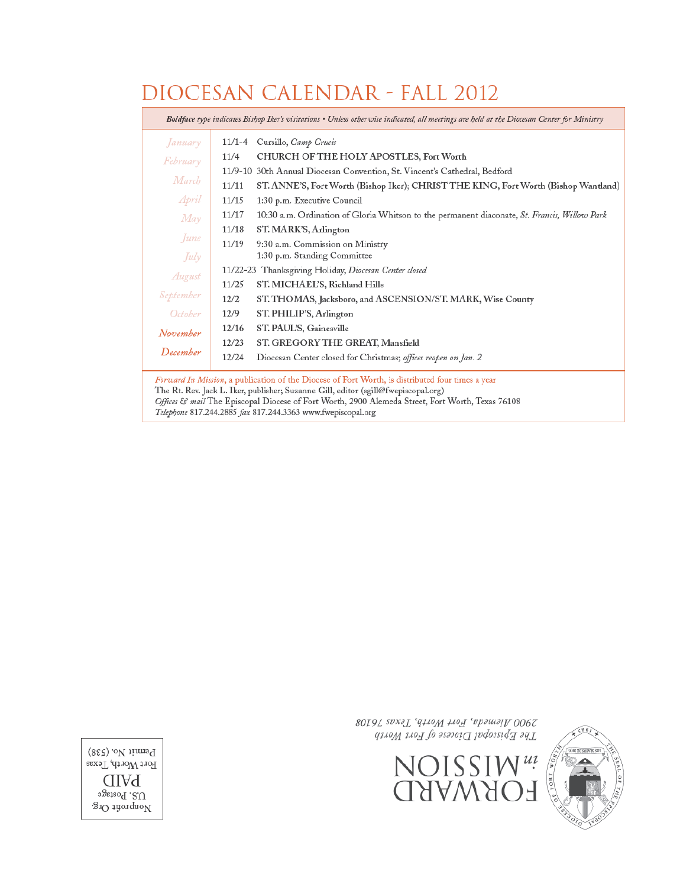# DIOCESAN CALENDAR - FALL 2012

***Boldface** type indicates Bishop Iker's visitations • Unless otherwise indicated, all meetings are held at the Diocesan Center for Ministry*

*January*
*February*
*March*
*April*
*May*
*June*
*July*
*August*
*September*
*October*
*November*
*December*

| | |
|---|---|
| 11/1-4 | Cursillo, *Camp Crucis* |
| **11/4** | **CHURCH OF THE HOLY APOSTLES, Fort Worth** |
| 11/9-10 | 30th Annual Diocesan Convention, St. Vincent's Cathedral, Bedford |
| **11/11** | **ST. ANNE'S, Fort Worth (Bishop Iker); CHRIST THE KING, Fort Worth (Bishop Wantland)** |
| 11/15 | 1:30 p.m. Executive Council |
| 11/17 | 10:30 a.m. Ordination of Gloria Whitson to the permanent diaconate, *St. Francis, Willow Park* |
| **11/18** | **ST. MARK'S, Arlington** |
| 11/19 | 9:30 a.m. Commission on Ministry<br>1:30 p.m. Standing Committee |
| 11/22-23 | Thanksgiving Holiday, *Diocesan Center closed* |
| **11/25** | **ST. MICHAEL'S, Richland Hills** |
| **12/2** | **ST. THOMAS, Jacksboro, and ASCENSION/ST. MARK, Wise County** |
| **12/9** | **ST. PHILIP'S, Arlington** |
| **12/16** | **ST. PAUL'S, Gainesville** |
| **12/23** | **ST. GREGORY THE GREAT, Mansfield** |
| 12/24 | Diocesan Center closed for Christmas; *offices reopen on Jan. 2* |

*Forward In Mission*, a publication of the Diocese of Fort Worth, is distributed four times a year
The Rt. Rev. Jack L. Iker, publisher; Suzanne Gill, editor (sgill@fwepiscopal.org)
*Offices & mail* The Episcopal Diocese of Fort Worth, 2900 Alemeda Street, Fort Worth, Texas 76108
*Telephone* 817.244.2885 *fax* 817.244.3363 www.fwepiscopal.org

FORWARD *in* MISSION

*The Episcopal Diocese of Fort Worth*
*2900 Alemeda, Fort Worth, Texas 76108*

Nonprofit Org.
U.S. Postage
PAID
Fort Worth, Texas
Permit No. (538)